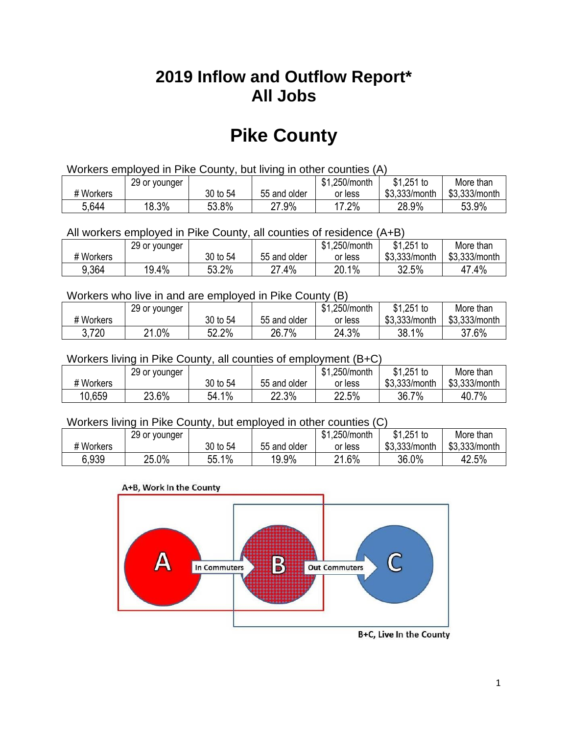# 2019 Inflow and Outflow Report*
# All Jobs

# Pike County

Workers employed in Pike County, but living in other counties (A)

| # Workers | 29 or younger | 30 to 54 | 55 and older | $1,250/month or less | $1,251 to $3,333/month | More than $3,333/month |
|---|---|---|---|---|---|---|
| 5,644 | 18.3% | 53.8% | 27.9% | 17.2% | 28.9% | 53.9% |

All workers employed in Pike County, all counties of residence (A+B)

| # Workers | 29 or younger | 30 to 54 | 55 and older | $1,250/month or less | $1,251 to $3,333/month | More than $3,333/month |
|---|---|---|---|---|---|---|
| 9,364 | 19.4% | 53.2% | 27.4% | 20.1% | 32.5% | 47.4% |

Workers who live in and are employed in Pike County (B)

| # Workers | 29 or younger | 30 to 54 | 55 and older | $1,250/month or less | $1,251 to $3,333/month | More than $3,333/month |
|---|---|---|---|---|---|---|
| 3,720 | 21.0% | 52.2% | 26.7% | 24.3% | 38.1% | 37.6% |

Workers living in Pike County, all counties of employment (B+C)

| # Workers | 29 or younger | 30 to 54 | 55 and older | $1,250/month or less | $1,251 to $3,333/month | More than $3,333/month |
|---|---|---|---|---|---|---|
| 10,659 | 23.6% | 54.1% | 22.3% | 22.5% | 36.7% | 40.7% |

Workers living in Pike County, but employed in other counties (C)

| # Workers | 29 or younger | 30 to 54 | 55 and older | $1,250/month or less | $1,251 to $3,333/month | More than $3,333/month |
|---|---|---|---|---|---|---|
| 6,939 | 25.0% | 55.1% | 19.9% | 21.6% | 36.0% | 42.5% |

A+B, Work In the County

A → In Commuters → B → Out Commuters → C

B+C, Live In the County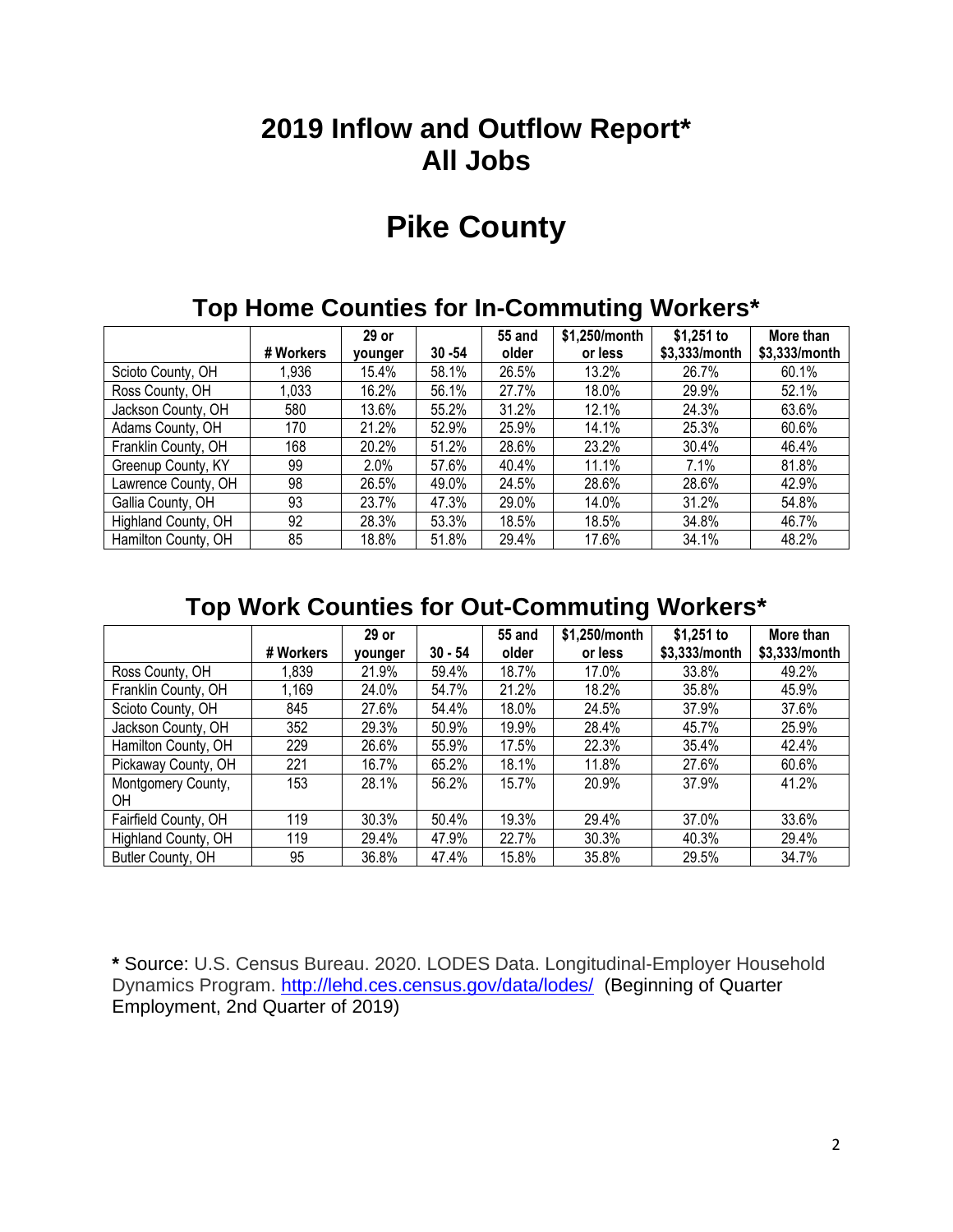# 2019 Inflow and Outflow Report*
# All Jobs

# Pike County

## Top Home Counties for In-Commuting Workers*

| | # Workers | 29 or younger | 30 -54 | 55 and older | $1,250/month or less | $1,251 to $3,333/month | More than $3,333/month |
|---|---|---|---|---|---|---|---|
| Scioto County, OH | 1,936 | 15.4% | 58.1% | 26.5% | 13.2% | 26.7% | 60.1% |
| Ross County, OH | 1,033 | 16.2% | 56.1% | 27.7% | 18.0% | 29.9% | 52.1% |
| Jackson County, OH | 580 | 13.6% | 55.2% | 31.2% | 12.1% | 24.3% | 63.6% |
| Adams County, OH | 170 | 21.2% | 52.9% | 25.9% | 14.1% | 25.3% | 60.6% |
| Franklin County, OH | 168 | 20.2% | 51.2% | 28.6% | 23.2% | 30.4% | 46.4% |
| Greenup County, KY | 99 | 2.0% | 57.6% | 40.4% | 11.1% | 7.1% | 81.8% |
| Lawrence County, OH | 98 | 26.5% | 49.0% | 24.5% | 28.6% | 28.6% | 42.9% |
| Gallia County, OH | 93 | 23.7% | 47.3% | 29.0% | 14.0% | 31.2% | 54.8% |
| Highland County, OH | 92 | 28.3% | 53.3% | 18.5% | 18.5% | 34.8% | 46.7% |
| Hamilton County, OH | 85 | 18.8% | 51.8% | 29.4% | 17.6% | 34.1% | 48.2% |

## Top Work Counties for Out-Commuting Workers*

| | # Workers | 29 or younger | 30 - 54 | 55 and older | $1,250/month or less | $1,251 to $3,333/month | More than $3,333/month |
|---|---|---|---|---|---|---|---|
| Ross County, OH | 1,839 | 21.9% | 59.4% | 18.7% | 17.0% | 33.8% | 49.2% |
| Franklin County, OH | 1,169 | 24.0% | 54.7% | 21.2% | 18.2% | 35.8% | 45.9% |
| Scioto County, OH | 845 | 27.6% | 54.4% | 18.0% | 24.5% | 37.9% | 37.6% |
| Jackson County, OH | 352 | 29.3% | 50.9% | 19.9% | 28.4% | 45.7% | 25.9% |
| Hamilton County, OH | 229 | 26.6% | 55.9% | 17.5% | 22.3% | 35.4% | 42.4% |
| Pickaway County, OH | 221 | 16.7% | 65.2% | 18.1% | 11.8% | 27.6% | 60.6% |
| Montgomery County, OH | 153 | 28.1% | 56.2% | 15.7% | 20.9% | 37.9% | 41.2% |
| Fairfield County, OH | 119 | 30.3% | 50.4% | 19.3% | 29.4% | 37.0% | 33.6% |
| Highland County, OH | 119 | 29.4% | 47.9% | 22.7% | 30.3% | 40.3% | 29.4% |
| Butler County, OH | 95 | 36.8% | 47.4% | 15.8% | 35.8% | 29.5% | 34.7% |

**\*** Source: U.S. Census Bureau. 2020. LODES Data. Longitudinal-Employer Household Dynamics Program. http://lehd.ces.census.gov/data/lodes/ (Beginning of Quarter Employment, 2nd Quarter of 2019)